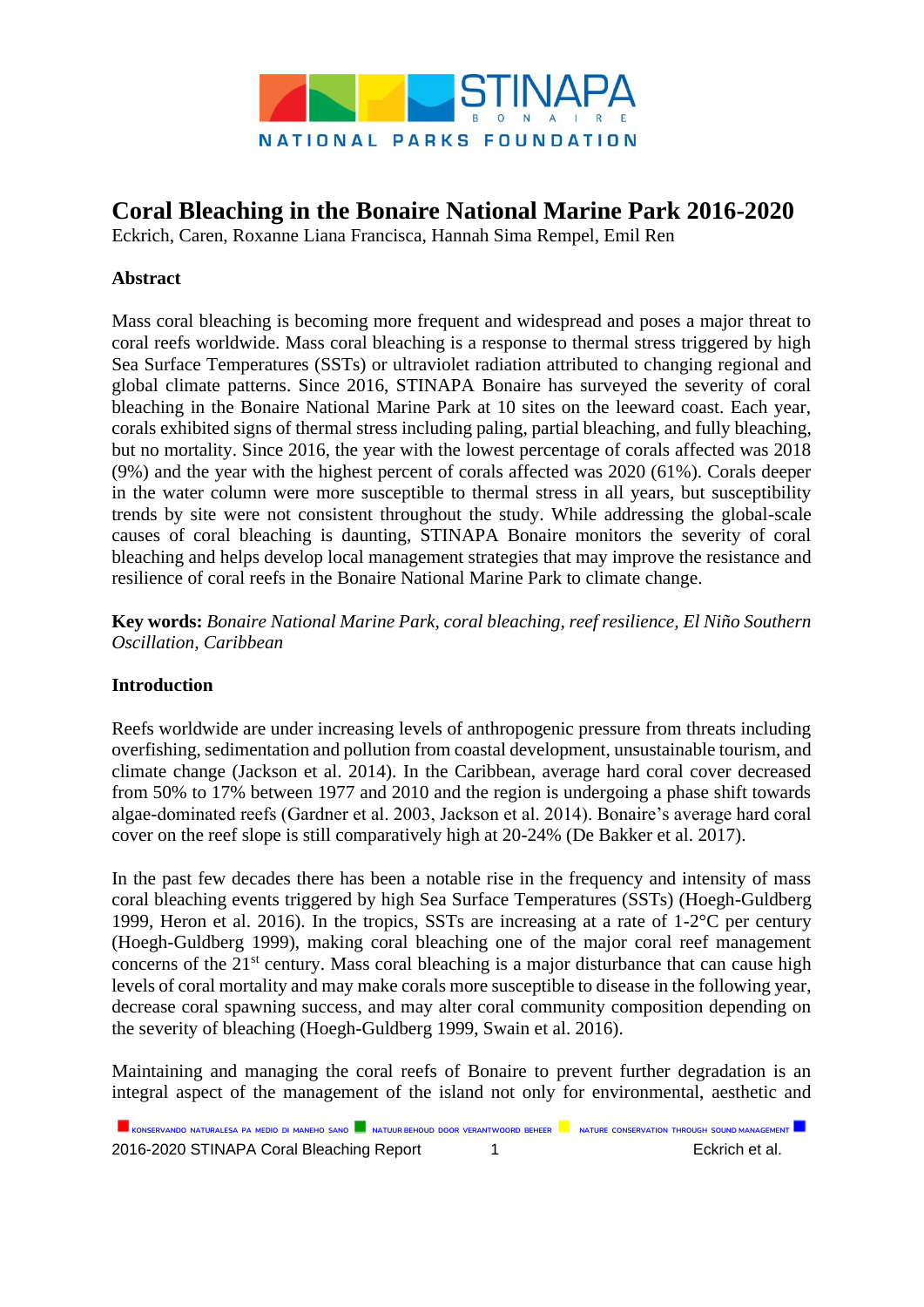# Coral Bleaching in the Bonaire National Marine Park 2016-2020

Eckrich, Caren, Roxanne Liana Francisca, Hannah Sima Rempel, Emil Ren

## Abstract

Mass coral bleaching is becoming more frequent and widespread and poses a major threat to coral reefs worldwide. Mass coral bleaching is a response to thermal stress triggered by high Sea Surface Temperatures (SSTs) or ultraviolet radiation attributed to changing regional and global climate patterns. Since 2016, STINAPA Bonaire has surveyed the severity of coral bleaching in the Bonaire National Marine Park at 10 sites on the leeward coast. Each year, corals exhibited signs of thermal stress including paling, partial bleaching, and fully bleaching, but no mortality. Since 2016, the year with the lowest percentage of corals affected was 2018 (9%) and the year with the highest percent of corals affected was 2020 (61%). Corals deeper in the water column were more susceptible to thermal stress in all years, but susceptibility trends by site were not consistent throughout the study. While addressing the global-scale causes of coral bleaching is daunting, STINAPA Bonaire monitors the severity of coral bleaching and helps develop local management strategies that may improve the resistance and resilience of coral reefs in the Bonaire National Marine Park to climate change.

**Key words:** *Bonaire National Marine Park, coral bleaching, reef resilience, El Niño Southern Oscillation, Caribbean*

## Introduction

Reefs worldwide are under increasing levels of anthropogenic pressure from threats including overfishing, sedimentation and pollution from coastal development, unsustainable tourism, and climate change (Jackson et al. 2014). In the Caribbean, average hard coral cover decreased from 50% to 17% between 1977 and 2010 and the region is undergoing a phase shift towards algae-dominated reefs (Gardner et al. 2003, Jackson et al. 2014). Bonaire's average hard coral cover on the reef slope is still comparatively high at 20-24% (De Bakker et al. 2017).

In the past few decades there has been a notable rise in the frequency and intensity of mass coral bleaching events triggered by high Sea Surface Temperatures (SSTs) (Hoegh-Guldberg 1999, Heron et al. 2016). In the tropics, SSTs are increasing at a rate of 1-2°C per century (Hoegh-Guldberg 1999), making coral bleaching one of the major coral reef management concerns of the 21st century. Mass coral bleaching is a major disturbance that can cause high levels of coral mortality and may make corals more susceptible to disease in the following year, decrease coral spawning success, and may alter coral community composition depending on the severity of bleaching (Hoegh-Guldberg 1999, Swain et al. 2016).

Maintaining and managing the coral reefs of Bonaire to prevent further degradation is an integral aspect of the management of the island not only for environmental, aesthetic and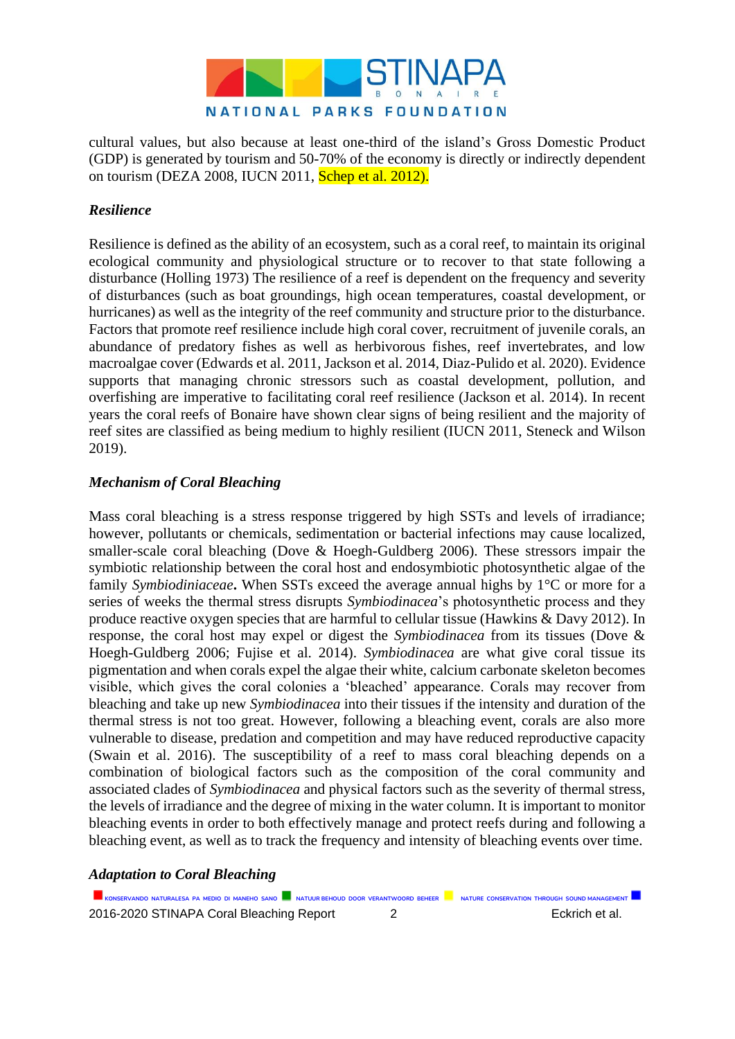cultural values, but also because at least one-third of the island's Gross Domestic Product (GDP) is generated by tourism and 50-70% of the economy is directly or indirectly dependent on tourism (DEZA 2008, IUCN 2011, Schep et al. 2012).

### *Resilience*

Resilience is defined as the ability of an ecosystem, such as a coral reef, to maintain its original ecological community and physiological structure or to recover to that state following a disturbance (Holling 1973) The resilience of a reef is dependent on the frequency and severity of disturbances (such as boat groundings, high ocean temperatures, coastal development, or hurricanes) as well as the integrity of the reef community and structure prior to the disturbance. Factors that promote reef resilience include high coral cover, recruitment of juvenile corals, an abundance of predatory fishes as well as herbivorous fishes, reef invertebrates, and low macroalgae cover (Edwards et al. 2011, Jackson et al. 2014, Diaz-Pulido et al. 2020). Evidence supports that managing chronic stressors such as coastal development, pollution, and overfishing are imperative to facilitating coral reef resilience (Jackson et al. 2014). In recent years the coral reefs of Bonaire have shown clear signs of being resilient and the majority of reef sites are classified as being medium to highly resilient (IUCN 2011, Steneck and Wilson 2019).

### *Mechanism of Coral Bleaching*

Mass coral bleaching is a stress response triggered by high SSTs and levels of irradiance; however, pollutants or chemicals, sedimentation or bacterial infections may cause localized, smaller-scale coral bleaching (Dove & Hoegh-Guldberg 2006). These stressors impair the symbiotic relationship between the coral host and endosymbiotic photosynthetic algae of the family *Symbiodiniaceae*. When SSTs exceed the average annual highs by 1°C or more for a series of weeks the thermal stress disrupts *Symbiodinacea*'s photosynthetic process and they produce reactive oxygen species that are harmful to cellular tissue (Hawkins & Davy 2012). In response, the coral host may expel or digest the *Symbiodinacea* from its tissues (Dove & Hoegh-Guldberg 2006; Fujise et al. 2014). *Symbiodinacea* are what give coral tissue its pigmentation and when corals expel the algae their white, calcium carbonate skeleton becomes visible, which gives the coral colonies a 'bleached' appearance. Corals may recover from bleaching and take up new *Symbiodinacea* into their tissues if the intensity and duration of the thermal stress is not too great. However, following a bleaching event, corals are also more vulnerable to disease, predation and competition and may have reduced reproductive capacity (Swain et al. 2016). The susceptibility of a reef to mass coral bleaching depends on a combination of biological factors such as the composition of the coral community and associated clades of *Symbiodinacea* and physical factors such as the severity of thermal stress, the levels of irradiance and the degree of mixing in the water column. It is important to monitor bleaching events in order to both effectively manage and protect reefs during and following a bleaching event, as well as to track the frequency and intensity of bleaching events over time.

### *Adaptation to Coral Bleaching*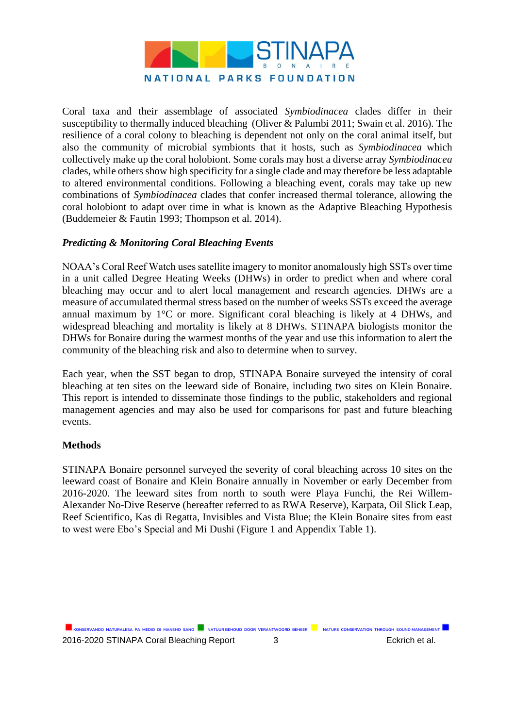Coral taxa and their assemblage of associated *Symbiodinacea* clades differ in their susceptibility to thermally induced bleaching (Oliver & Palumbi 2011; Swain et al. 2016). The resilience of a coral colony to bleaching is dependent not only on the coral animal itself, but also the community of microbial symbionts that it hosts, such as *Symbiodinacea* which collectively make up the coral holobiont. Some corals may host a diverse array *Symbiodinacea* clades, while others show high specificity for a single clade and may therefore be less adaptable to altered environmental conditions. Following a bleaching event, corals may take up new combinations of *Symbiodinacea* clades that confer increased thermal tolerance, allowing the coral holobiont to adapt over time in what is known as the Adaptive Bleaching Hypothesis (Buddemeier & Fautin 1993; Thompson et al. 2014).

***Predicting & Monitoring Coral Bleaching Events***

NOAA's Coral Reef Watch uses satellite imagery to monitor anomalously high SSTs over time in a unit called Degree Heating Weeks (DHWs) in order to predict when and where coral bleaching may occur and to alert local management and research agencies. DHWs are a measure of accumulated thermal stress based on the number of weeks SSTs exceed the average annual maximum by 1°C or more. Significant coral bleaching is likely at 4 DHWs, and widespread bleaching and mortality is likely at 8 DHWs. STINAPA biologists monitor the DHWs for Bonaire during the warmest months of the year and use this information to alert the community of the bleaching risk and also to determine when to survey.

Each year, when the SST began to drop, STINAPA Bonaire surveyed the intensity of coral bleaching at ten sites on the leeward side of Bonaire, including two sites on Klein Bonaire. This report is intended to disseminate those findings to the public, stakeholders and regional management agencies and may also be used for comparisons for past and future bleaching events.

**Methods**

STINAPA Bonaire personnel surveyed the severity of coral bleaching across 10 sites on the leeward coast of Bonaire and Klein Bonaire annually in November or early December from 2016-2020. The leeward sites from north to south were Playa Funchi, the Rei Willem-Alexander No-Dive Reserve (hereafter referred to as RWA Reserve), Karpata, Oil Slick Leap, Reef Scientifico, Kas di Regatta, Invisibles and Vista Blue; the Klein Bonaire sites from east to west were Ebo's Special and Mi Dushi (Figure 1 and Appendix Table 1).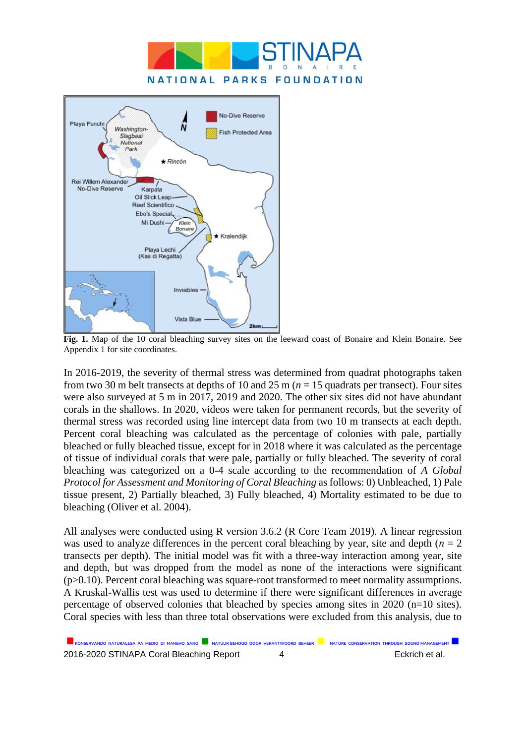Fig. 1. Map of the 10 coral bleaching survey sites on the leeward coast of Bonaire and Klein Bonaire. See Appendix 1 for site coordinates.

In 2016-2019, the severity of thermal stress was determined from quadrat photographs taken from two 30 m belt transects at depths of 10 and 25 m ($n$ = 15 quadrats per transect). Four sites were also surveyed at 5 m in 2017, 2019 and 2020. The other six sites did not have abundant corals in the shallows. In 2020, videos were taken for permanent records, but the severity of thermal stress was recorded using line intercept data from two 10 m transects at each depth. Percent coral bleaching was calculated as the percentage of colonies with pale, partially bleached or fully bleached tissue, except for in 2018 where it was calculated as the percentage of tissue of individual corals that were pale, partially or fully bleached. The severity of coral bleaching was categorized on a 0-4 scale according to the recommendation of *A Global Protocol for Assessment and Monitoring of Coral Bleaching* as follows: 0) Unbleached, 1) Pale tissue present, 2) Partially bleached, 3) Fully bleached, 4) Mortality estimated to be due to bleaching (Oliver et al. 2004).

All analyses were conducted using R version 3.6.2 (R Core Team 2019). A linear regression was used to analyze differences in the percent coral bleaching by year, site and depth ($n$ = 2 transects per depth). The initial model was fit with a three-way interaction among year, site and depth, but was dropped from the model as none of the interactions were significant ($p>0.10$). Percent coral bleaching was square-root transformed to meet normality assumptions. A Kruskal-Wallis test was used to determine if there were significant differences in average percentage of observed colonies that bleached by species among sites in 2020 (n=10 sites). Coral species with less than three total observations were excluded from this analysis, due to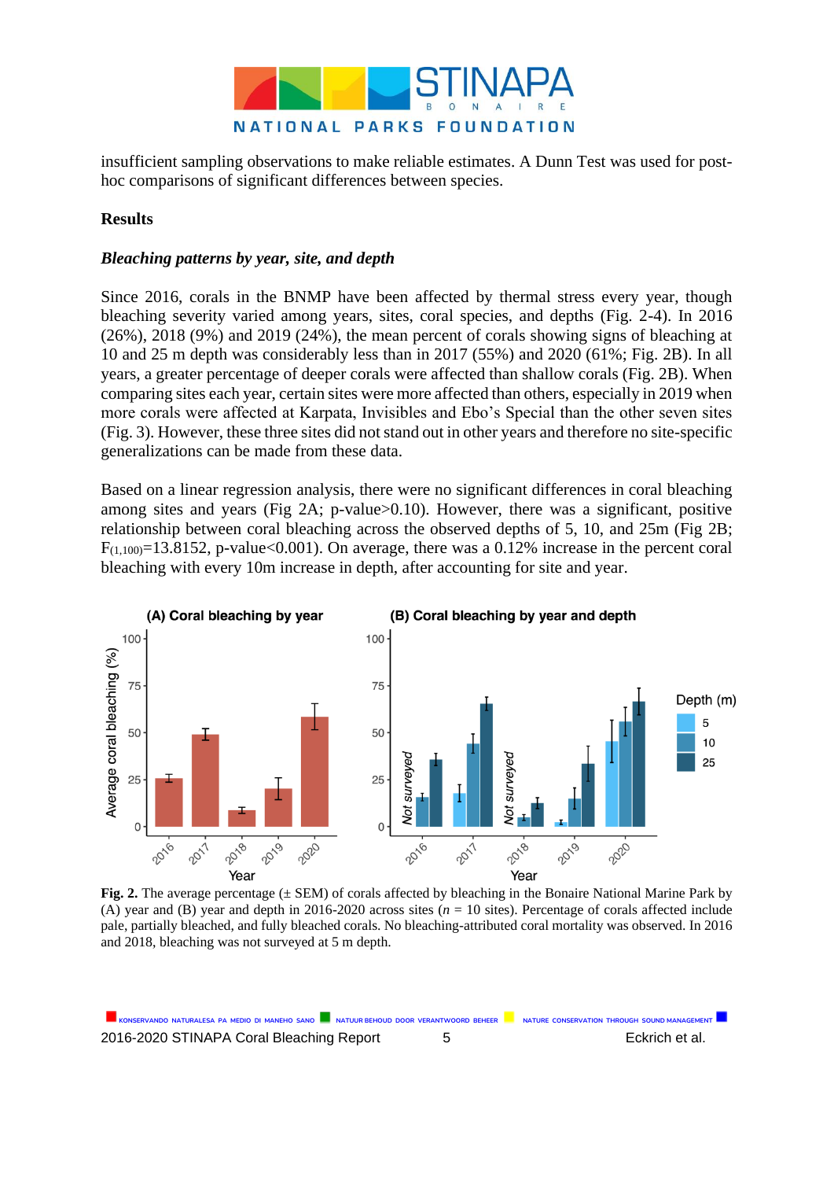insufficient sampling observations to make reliable estimates. A Dunn Test was used for post-hoc comparisons of significant differences between species.

**Results**

***Bleaching patterns by year, site, and depth***

Since 2016, corals in the BNMP have been affected by thermal stress every year, though bleaching severity varied among years, sites, coral species, and depths (Fig. 2-4). In 2016 (26%), 2018 (9%) and 2019 (24%), the mean percent of corals showing signs of bleaching at 10 and 25 m depth was considerably less than in 2017 (55%) and 2020 (61%; Fig. 2B). In all years, a greater percentage of deeper corals were affected than shallow corals (Fig. 2B). When comparing sites each year, certain sites were more affected than others, especially in 2019 when more corals were affected at Karpata, Invisibles and Ebo's Special than the other seven sites (Fig. 3). However, these three sites did not stand out in other years and therefore no site-specific generalizations can be made from these data.

Based on a linear regression analysis, there were no significant differences in coral bleaching among sites and years (Fig 2A; p-value>0.10). However, there was a significant, positive relationship between coral bleaching across the observed depths of 5, 10, and 25m (Fig 2B; $F_{(1,100)}$=13.8152, p-value<0.001). On average, there was a 0.12% increase in the percent coral bleaching with every 10m increase in depth, after accounting for site and year.

**Fig. 2.** The average percentage (± SEM) of corals affected by bleaching in the Bonaire National Marine Park by (A) year and (B) year and depth in 2016-2020 across sites (*n* = 10 sites). Percentage of corals affected include pale, partially bleached, and fully bleached corals. No bleaching-attributed coral mortality was observed. In 2016 and 2018, bleaching was not surveyed at 5 m depth.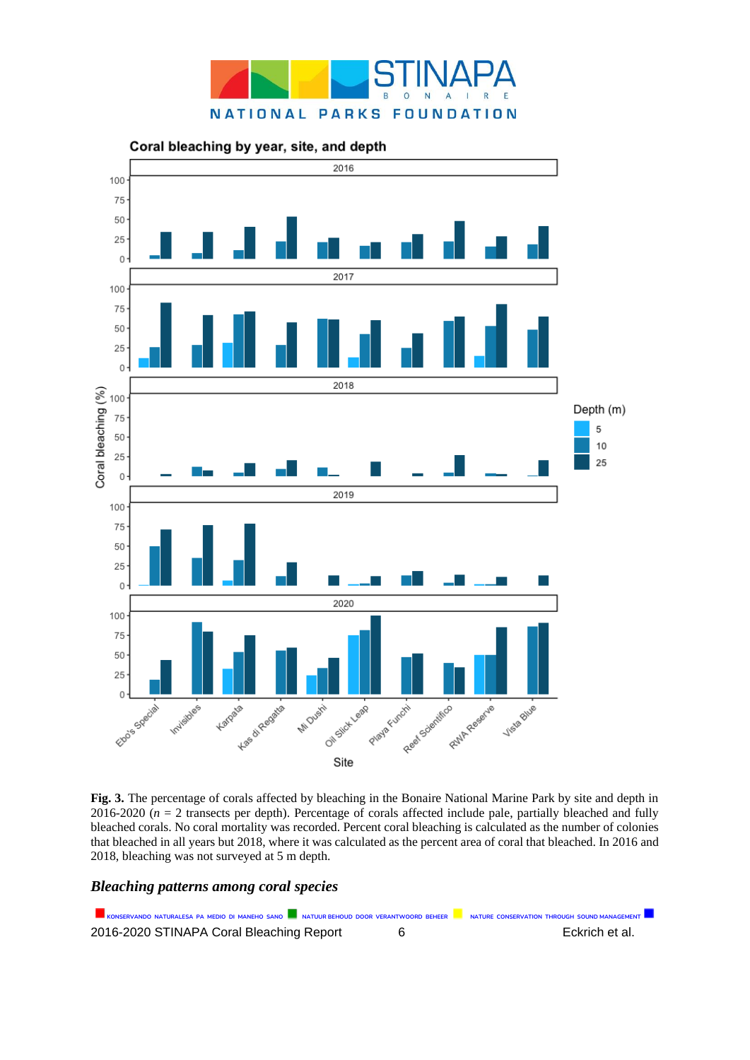**Fig. 3.** The percentage of corals affected by bleaching in the Bonaire National Marine Park by site and depth in 2016-2020 ($n$ = 2 transects per depth). Percentage of corals affected include pale, partially bleached and fully bleached corals. No coral mortality was recorded. Percent coral bleaching is calculated as the number of colonies that bleached in all years but 2018, where it was calculated as the percent area of coral that bleached. In 2016 and 2018, bleaching was not surveyed at 5 m depth.

### *Bleaching patterns among coral species*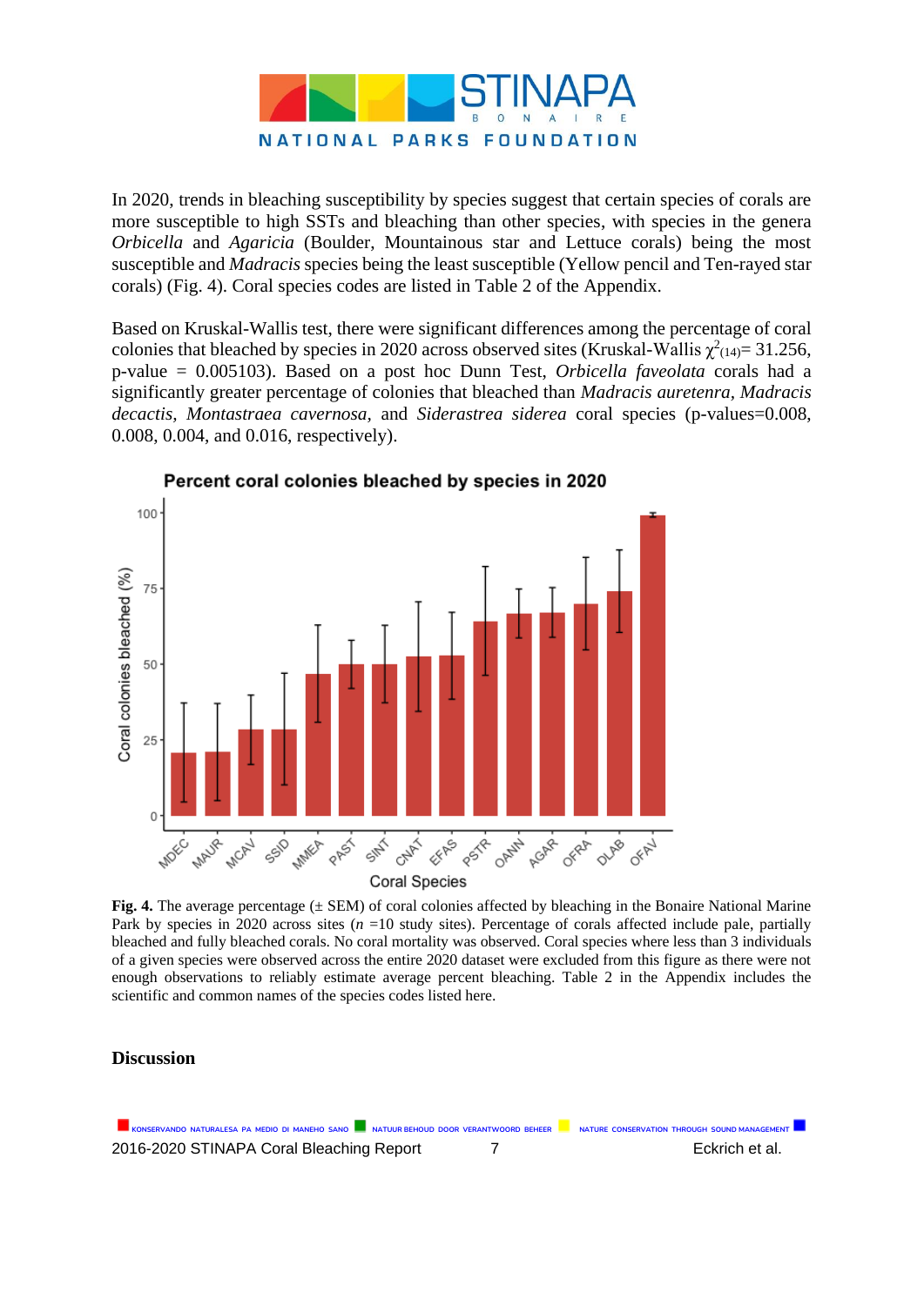In 2020, trends in bleaching susceptibility by species suggest that certain species of corals are more susceptible to high SSTs and bleaching than other species, with species in the genera *Orbicella* and *Agaricia* (Boulder, Mountainous star and Lettuce corals) being the most susceptible and *Madracis* species being the least susceptible (Yellow pencil and Ten-rayed star corals) (Fig. 4). Coral species codes are listed in Table 2 of the Appendix.

Based on Kruskal-Wallis test, there were significant differences among the percentage of coral colonies that bleached by species in 2020 across observed sites (Kruskal-Wallis $\chi^2_{(14)}$= 31.256, p-value = 0.005103). Based on a post hoc Dunn Test, *Orbicella faveolata* corals had a significantly greater percentage of colonies that bleached than *Madracis auretenra*, *Madracis decactis*, *Montastraea cavernosa*, and *Siderastrea siderea* coral species (p-values=0.008, 0.008, 0.004, and 0.016, respectively).

**Fig. 4.** The average percentage (± SEM) of coral colonies affected by bleaching in the Bonaire National Marine Park by species in 2020 across sites (*n* =10 study sites). Percentage of corals affected include pale, partially bleached and fully bleached corals. No coral mortality was observed. Coral species where less than 3 individuals of a given species were observed across the entire 2020 dataset were excluded from this figure as there were not enough observations to reliably estimate average percent bleaching. Table 2 in the Appendix includes the scientific and common names of the species codes listed here.

## Discussion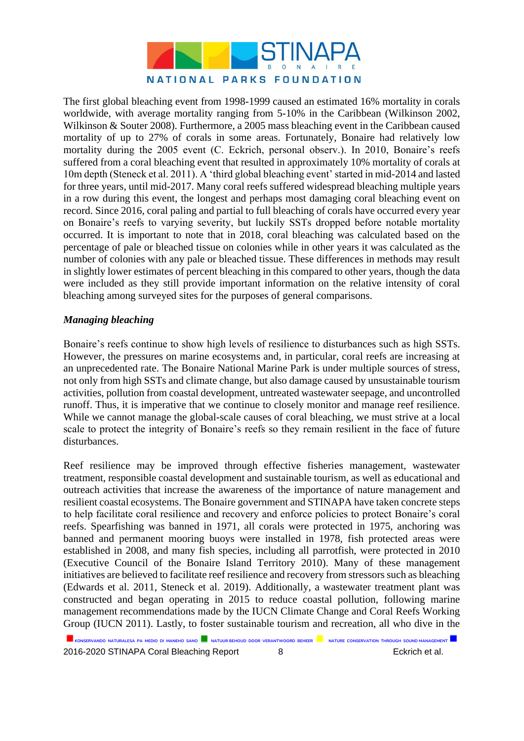The first global bleaching event from 1998-1999 caused an estimated 16% mortality in corals worldwide, with average mortality ranging from 5-10% in the Caribbean (Wilkinson 2002, Wilkinson & Souter 2008). Furthermore, a 2005 mass bleaching event in the Caribbean caused mortality of up to 27% of corals in some areas. Fortunately, Bonaire had relatively low mortality during the 2005 event (C. Eckrich, personal observ.). In 2010, Bonaire's reefs suffered from a coral bleaching event that resulted in approximately 10% mortality of corals at 10m depth (Steneck et al. 2011). A 'third global bleaching event' started in mid-2014 and lasted for three years, until mid-2017. Many coral reefs suffered widespread bleaching multiple years in a row during this event, the longest and perhaps most damaging coral bleaching event on record. Since 2016, coral paling and partial to full bleaching of corals have occurred every year on Bonaire's reefs to varying severity, but luckily SSTs dropped before notable mortality occurred. It is important to note that in 2018, coral bleaching was calculated based on the percentage of pale or bleached tissue on colonies while in other years it was calculated as the number of colonies with any pale or bleached tissue. These differences in methods may result in slightly lower estimates of percent bleaching in this compared to other years, though the data were included as they still provide important information on the relative intensity of coral bleaching among surveyed sites for the purposes of general comparisons.

***Managing bleaching***

Bonaire's reefs continue to show high levels of resilience to disturbances such as high SSTs. However, the pressures on marine ecosystems and, in particular, coral reefs are increasing at an unprecedented rate. The Bonaire National Marine Park is under multiple sources of stress, not only from high SSTs and climate change, but also damage caused by unsustainable tourism activities, pollution from coastal development, untreated wastewater seepage, and uncontrolled runoff. Thus, it is imperative that we continue to closely monitor and manage reef resilience. While we cannot manage the global-scale causes of coral bleaching, we must strive at a local scale to protect the integrity of Bonaire's reefs so they remain resilient in the face of future disturbances.

Reef resilience may be improved through effective fisheries management, wastewater treatment, responsible coastal development and sustainable tourism, as well as educational and outreach activities that increase the awareness of the importance of nature management and resilient coastal ecosystems. The Bonaire government and STINAPA have taken concrete steps to help facilitate coral resilience and recovery and enforce policies to protect Bonaire's coral reefs. Spearfishing was banned in 1971, all corals were protected in 1975, anchoring was banned and permanent mooring buoys were installed in 1978, fish protected areas were established in 2008, and many fish species, including all parrotfish, were protected in 2010 (Executive Council of the Bonaire Island Territory 2010). Many of these management initiatives are believed to facilitate reef resilience and recovery from stressors such as bleaching (Edwards et al. 2011, Steneck et al. 2019). Additionally, a wastewater treatment plant was constructed and began operating in 2015 to reduce coastal pollution, following marine management recommendations made by the IUCN Climate Change and Coral Reefs Working Group (IUCN 2011). Lastly, to foster sustainable tourism and recreation, all who dive in the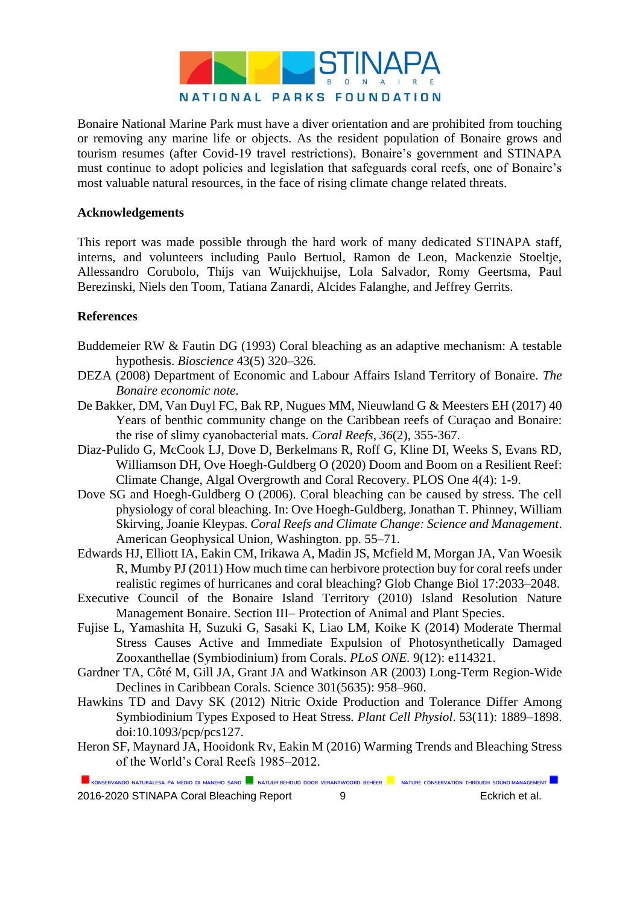Bonaire National Marine Park must have a diver orientation and are prohibited from touching or removing any marine life or objects. As the resident population of Bonaire grows and tourism resumes (after Covid-19 travel restrictions), Bonaire's government and STINAPA must continue to adopt policies and legislation that safeguards coral reefs, one of Bonaire's most valuable natural resources, in the face of rising climate change related threats.

**Acknowledgements**

This report was made possible through the hard work of many dedicated STINAPA staff, interns, and volunteers including Paulo Bertuol, Ramon de Leon, Mackenzie Stoeltje, Allessandro Corubolo, Thijs van Wuijckhuijse, Lola Salvador, Romy Geertsma, Paul Berezinski, Niels den Toom, Tatiana Zanardi, Alcides Falanghe, and Jeffrey Gerrits.

**References**

Buddemeier RW & Fautin DG (1993) Coral bleaching as an adaptive mechanism: A testable hypothesis. *Bioscience* 43(5) 320–326.

DEZA (2008) Department of Economic and Labour Affairs Island Territory of Bonaire. *The Bonaire economic note.*

De Bakker, DM, Van Duyl FC, Bak RP, Nugues MM, Nieuwland G & Meesters EH (2017) 40 Years of benthic community change on the Caribbean reefs of Curaçao and Bonaire: the rise of slimy cyanobacterial mats. *Coral Reefs*, *36*(2), 355-367.

Diaz-Pulido G, McCook LJ, Dove D, Berkelmans R, Roff G, Kline DI, Weeks S, Evans RD, Williamson DH, Ove Hoegh-Guldberg O (2020) Doom and Boom on a Resilient Reef: Climate Change, Algal Overgrowth and Coral Recovery. PLOS One 4(4): 1-9.

Dove SG and Hoegh-Guldberg O (2006). Coral bleaching can be caused by stress. The cell physiology of coral bleaching. In: Ove Hoegh-Guldberg, Jonathan T. Phinney, William Skirving, Joanie Kleypas. *Coral Reefs and Climate Change: Science and Management*. American Geophysical Union, Washington. pp. 55–71.

Edwards HJ, Elliott IA, Eakin CM, Irikawa A, Madin JS, Mcfield M, Morgan JA, Van Woesik R, Mumby PJ (2011) How much time can herbivore protection buy for coral reefs under realistic regimes of hurricanes and coral bleaching? Glob Change Biol 17:2033–2048.

Executive Council of the Bonaire Island Territory (2010) Island Resolution Nature Management Bonaire. Section III– Protection of Animal and Plant Species.

Fujise L, Yamashita H, Suzuki G, Sasaki K, Liao LM, Koike K (2014) Moderate Thermal Stress Causes Active and Immediate Expulsion of Photosynthetically Damaged Zooxanthellae (Symbiodinium) from Corals. *PLoS ONE*. 9(12): e114321.

Gardner TA, Côté M, Gill JA, Grant JA and Watkinson AR (2003) Long-Term Region-Wide Declines in Caribbean Corals. Science 301(5635): 958–960.

Hawkins TD and Davy SK (2012) Nitric Oxide Production and Tolerance Differ Among Symbiodinium Types Exposed to Heat Stress. *Plant Cell Physiol*. 53(11): 1889–1898. doi:10.1093/pcp/pcs127.

Heron SF, Maynard JA, Hooidonk Rv, Eakin M (2016) Warming Trends and Bleaching Stress of the World's Coral Reefs 1985–2012.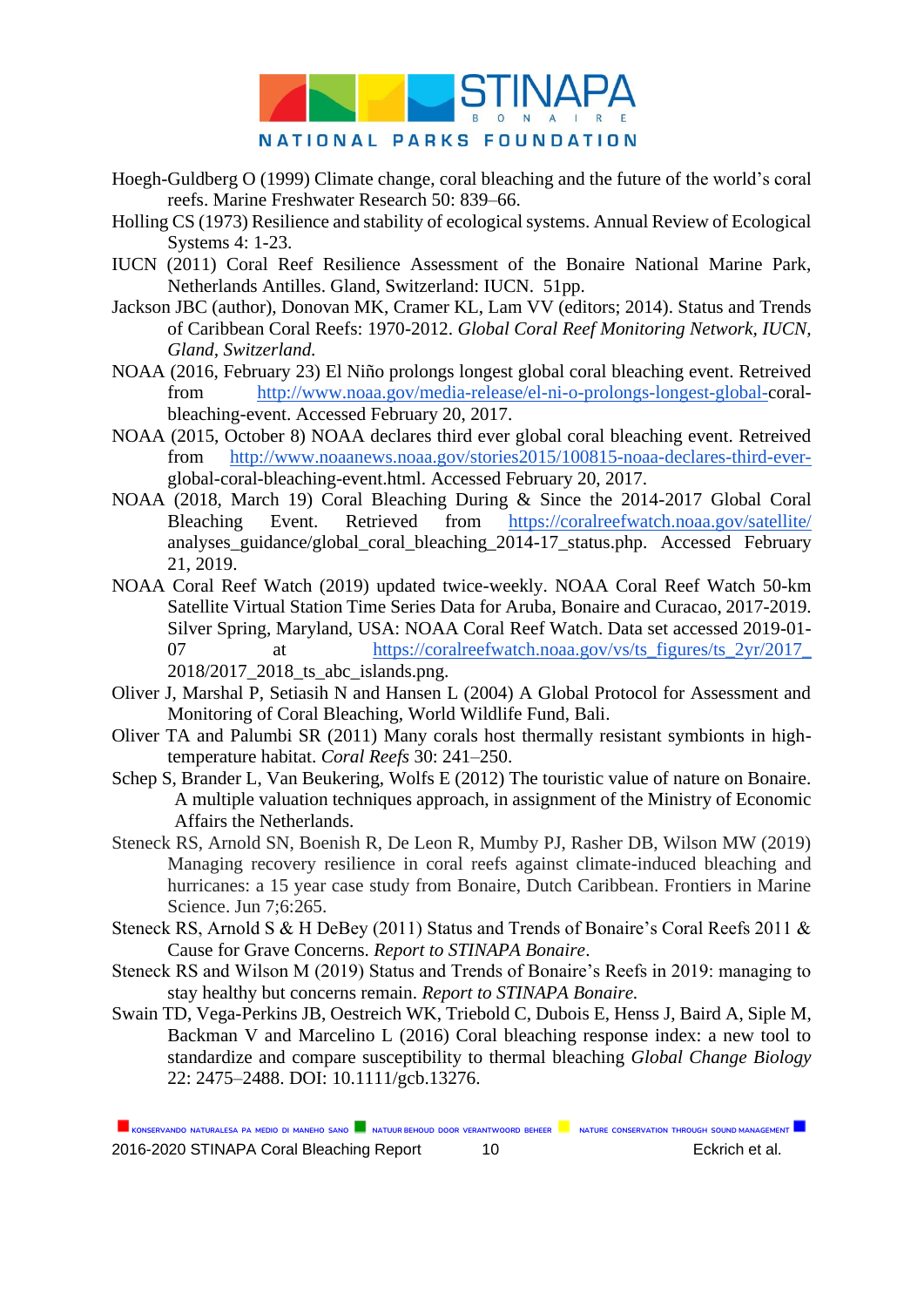Hoegh-Guldberg O (1999) Climate change, coral bleaching and the future of the world's coral reefs. Marine Freshwater Research 50: 839–66.

Holling CS (1973) Resilience and stability of ecological systems. Annual Review of Ecological Systems 4: 1-23.

IUCN (2011) Coral Reef Resilience Assessment of the Bonaire National Marine Park, Netherlands Antilles. Gland, Switzerland: IUCN. 51pp.

Jackson JBC (author), Donovan MK, Cramer KL, Lam VV (editors; 2014). Status and Trends of Caribbean Coral Reefs: 1970-2012. *Global Coral Reef Monitoring Network, IUCN, Gland, Switzerland.*

NOAA (2016, February 23) El Niño prolongs longest global coral bleaching event. Retreived from http://www.noaa.gov/media-release/el-ni-o-prolongs-longest-global-coral-bleaching-event. Accessed February 20, 2017.

NOAA (2015, October 8) NOAA declares third ever global coral bleaching event. Retreived from http://www.noaanews.noaa.gov/stories2015/100815-noaa-declares-third-ever-global-coral-bleaching-event.html. Accessed February 20, 2017.

NOAA (2018, March 19) Coral Bleaching During & Since the 2014-2017 Global Coral Bleaching Event. Retrieved from https://coralreefwatch.noaa.gov/satellite/analyses_guidance/global_coral_bleaching_2014-17_status.php. Accessed February 21, 2019.

NOAA Coral Reef Watch (2019) updated twice-weekly. NOAA Coral Reef Watch 50-km Satellite Virtual Station Time Series Data for Aruba, Bonaire and Curacao, 2017-2019. Silver Spring, Maryland, USA: NOAA Coral Reef Watch. Data set accessed 2019-01-07 at https://coralreefwatch.noaa.gov/vs/ts_figures/ts_2yr/2017_2018/2017_2018_ts_abc_islands.png.

Oliver J, Marshal P, Setiasih N and Hansen L (2004) A Global Protocol for Assessment and Monitoring of Coral Bleaching, World Wildlife Fund, Bali.

Oliver TA and Palumbi SR (2011) Many corals host thermally resistant symbionts in high-temperature habitat. *Coral Reefs* 30: 241–250.

Schep S, Brander L, Van Beukering, Wolfs E (2012) The touristic value of nature on Bonaire. A multiple valuation techniques approach, in assignment of the Ministry of Economic Affairs the Netherlands.

Steneck RS, Arnold SN, Boenish R, De Leon R, Mumby PJ, Rasher DB, Wilson MW (2019) Managing recovery resilience in coral reefs against climate-induced bleaching and hurricanes: a 15 year case study from Bonaire, Dutch Caribbean. Frontiers in Marine Science. Jun 7;6:265.

Steneck RS, Arnold S & H DeBey (2011) Status and Trends of Bonaire's Coral Reefs 2011 & Cause for Grave Concerns. *Report to STINAPA Bonaire*.

Steneck RS and Wilson M (2019) Status and Trends of Bonaire's Reefs in 2019: managing to stay healthy but concerns remain. *Report to STINAPA Bonaire.*

Swain TD, Vega-Perkins JB, Oestreich WK, Triebold C, Dubois E, Henss J, Baird A, Siple M, Backman V and Marcelino L (2016) Coral bleaching response index: a new tool to standardize and compare susceptibility to thermal bleaching *Global Change Biology* 22: 2475–2488. DOI: 10.1111/gcb.13276.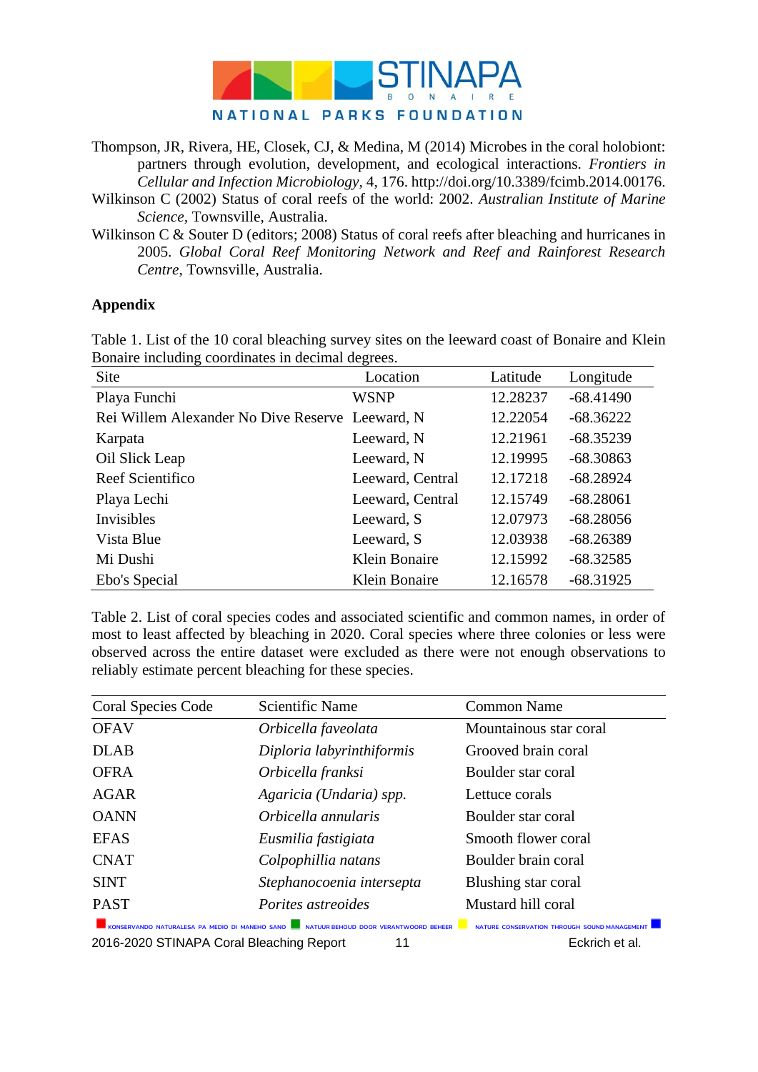Thompson, JR, Rivera, HE, Closek, CJ, & Medina, M (2014) Microbes in the coral holobiont: partners through evolution, development, and ecological interactions. *Frontiers in Cellular and Infection Microbiology*, 4, 176. http://doi.org/10.3389/fcimb.2014.00176.

Wilkinson C (2002) Status of coral reefs of the world: 2002. *Australian Institute of Marine Science*, Townsville, Australia.

Wilkinson C & Souter D (editors; 2008) Status of coral reefs after bleaching and hurricanes in 2005. *Global Coral Reef Monitoring Network and Reef and Rainforest Research Centre*, Townsville, Australia.

## Appendix

Table 1. List of the 10 coral bleaching survey sites on the leeward coast of Bonaire and Klein Bonaire including coordinates in decimal degrees.

| Site | Location | Latitude | Longitude |
|---|---|---|---|
| Playa Funchi | WSNP | 12.28237 | -68.41490 |
| Rei Willem Alexander No Dive Reserve | Leeward, N | 12.22054 | -68.36222 |
| Karpata | Leeward, N | 12.21961 | -68.35239 |
| Oil Slick Leap | Leeward, N | 12.19995 | -68.30863 |
| Reef Scientifico | Leeward, Central | 12.17218 | -68.28924 |
| Playa Lechi | Leeward, Central | 12.15749 | -68.28061 |
| Invisibles | Leeward, S | 12.07973 | -68.28056 |
| Vista Blue | Leeward, S | 12.03938 | -68.26389 |
| Mi Dushi | Klein Bonaire | 12.15992 | -68.32585 |
| Ebo's Special | Klein Bonaire | 12.16578 | -68.31925 |

Table 2. List of coral species codes and associated scientific and common names, in order of most to least affected by bleaching in 2020. Coral species where three colonies or less were observed across the entire dataset were excluded as there were not enough observations to reliably estimate percent bleaching for these species.

| Coral Species Code | Scientific Name | Common Name |
|---|---|---|
| OFAV | *Orbicella faveolata* | Mountainous star coral |
| DLAB | *Diploria labyrinthiformis* | Grooved brain coral |
| OFRA | *Orbicella franksi* | Boulder star coral |
| AGAR | *Agaricia (Undaria) spp.* | Lettuce corals |
| OANN | *Orbicella annularis* | Boulder star coral |
| EFAS | *Eusmilia fastigiata* | Smooth flower coral |
| CNAT | *Colpophillia natans* | Boulder brain coral |
| SINT | *Stephanocoenia intersepta* | Blushing star coral |
| PAST | *Porites astreoides* | Mustard hill coral |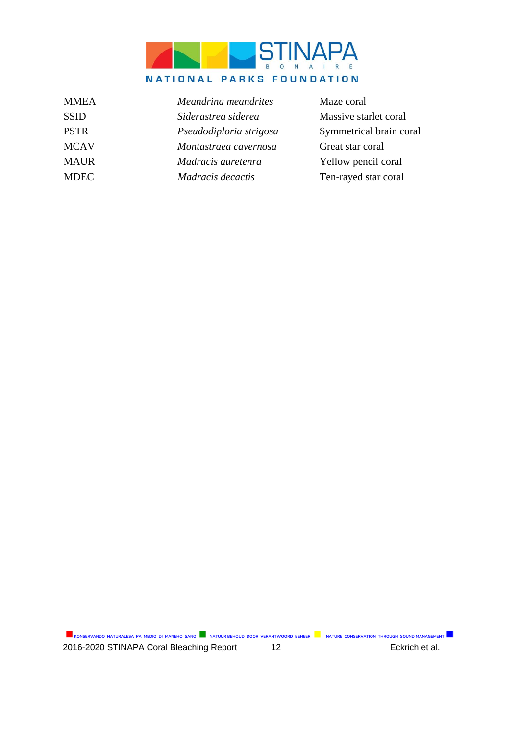| | | |
|---|---|---|
| MMEA | *Meandrina meandrites* | Maze coral |
| SSID | *Siderastrea siderea* | Massive starlet coral |
| PSTR | *Pseudodiploria strigosa* | Symmetrical brain coral |
| MCAV | *Montastraea cavernosa* | Great star coral |
| MAUR | *Madracis auretenra* | Yellow pencil coral |
| MDEC | *Madracis decactis* | Ten-rayed star coral |